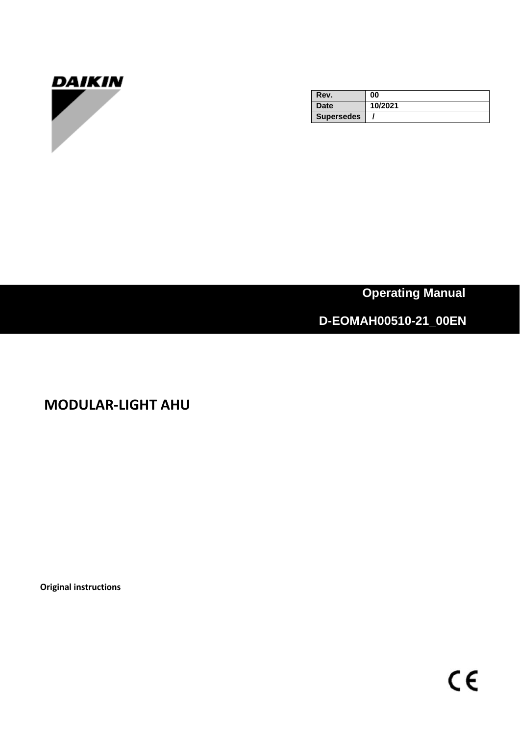DAIKIN

| Rev. | 00 |
| --- | --- |
| Date | 10/2021 |
| Supersedes | / |

**Operating Manual**

**D-EOMAH00510-21_00EN**

# MODULAR-LIGHT AHU

**Original instructions**

CE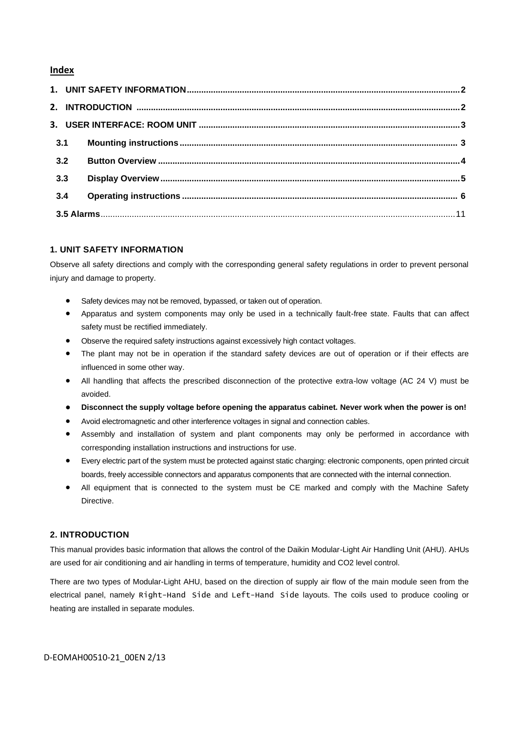**Index**

| | | |
|---|---|---|
| **1.** | **UNIT SAFETY INFORMATION** | **2** |
| **2.** | **INTRODUCTION** | **2** |
| **3.** | **USER INTERFACE: ROOM UNIT** | **3** |
| **3.1** | **Mounting instructions** | **3** |
| **3.2** | **Button Overview** | **4** |
| **3.3** | **Display Overview** | **5** |
| **3.4** | **Operating instructions** | **6** |
| **3.5 Alarms** | | 11 |

## 1. UNIT SAFETY INFORMATION

Observe all safety directions and comply with the corresponding general safety regulations in order to prevent personal injury and damage to property.

- Safety devices may not be removed, bypassed, or taken out of operation.
- Apparatus and system components may only be used in a technically fault-free state. Faults that can affect safety must be rectified immediately.
- Observe the required safety instructions against excessively high contact voltages.
- The plant may not be in operation if the standard safety devices are out of operation or if their effects are influenced in some other way.
- All handling that affects the prescribed disconnection of the protective extra-low voltage (AC 24 V) must be avoided.
- **Disconnect the supply voltage before opening the apparatus cabinet. Never work when the power is on!**
- Avoid electromagnetic and other interference voltages in signal and connection cables.
- Assembly and installation of system and plant components may only be performed in accordance with corresponding installation instructions and instructions for use.
- Every electric part of the system must be protected against static charging: electronic components, open printed circuit boards, freely accessible connectors and apparatus components that are connected with the internal connection.
- All equipment that is connected to the system must be CE marked and comply with the Machine Safety Directive.

## 2. INTRODUCTION

This manual provides basic information that allows the control of the Daikin Modular-Light Air Handling Unit (AHU). AHUs are used for air conditioning and air handling in terms of temperature, humidity and $CO_2$ level control.

There are two types of Modular-Light AHU, based on the direction of supply air flow of the main module seen from the electrical panel, namely `Right-Hand Side` and `Left-Hand Side` layouts. The coils used to produce cooling or heating are installed in separate modules.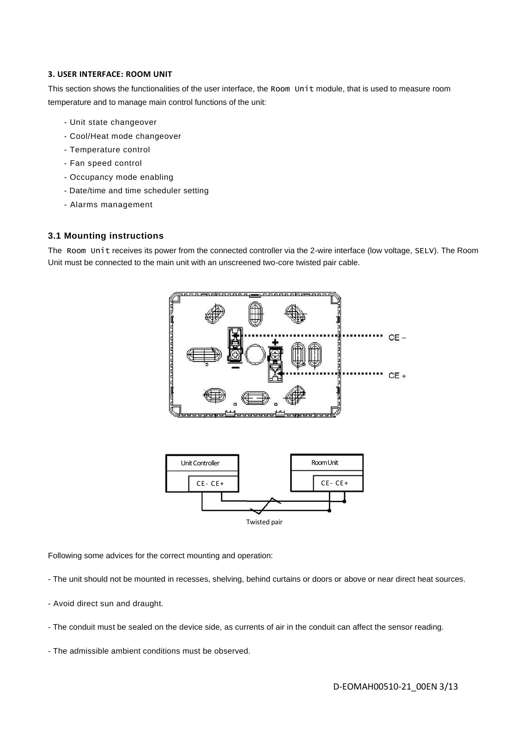### 3. USER INTERFACE: ROOM UNIT

This section shows the functionalities of the user interface, the Room Unit module, that is used to measure room temperature and to manage main control functions of the unit:

- Unit state changeover
- Cool/Heat mode changeover
- Temperature control
- Fan speed control
- Occupancy mode enabling
- Date/time and time scheduler setting
- Alarms management

### 3.1 Mounting instructions

The Room Unit receives its power from the connected controller via the 2-wire interface (low voltage, SELV). The Room Unit must be connected to the main unit with an unscreened two-core twisted pair cable.

CE –

CE +

Unit Controller CE- CE+

Room Unit CE- CE+

Twisted pair

Following some advices for the correct mounting and operation:

- The unit should not be mounted in recesses, shelving, behind curtains or doors or above or near direct heat sources.

- Avoid direct sun and draught.

- The conduit must be sealed on the device side, as currents of air in the conduit can affect the sensor reading.

- The admissible ambient conditions must be observed.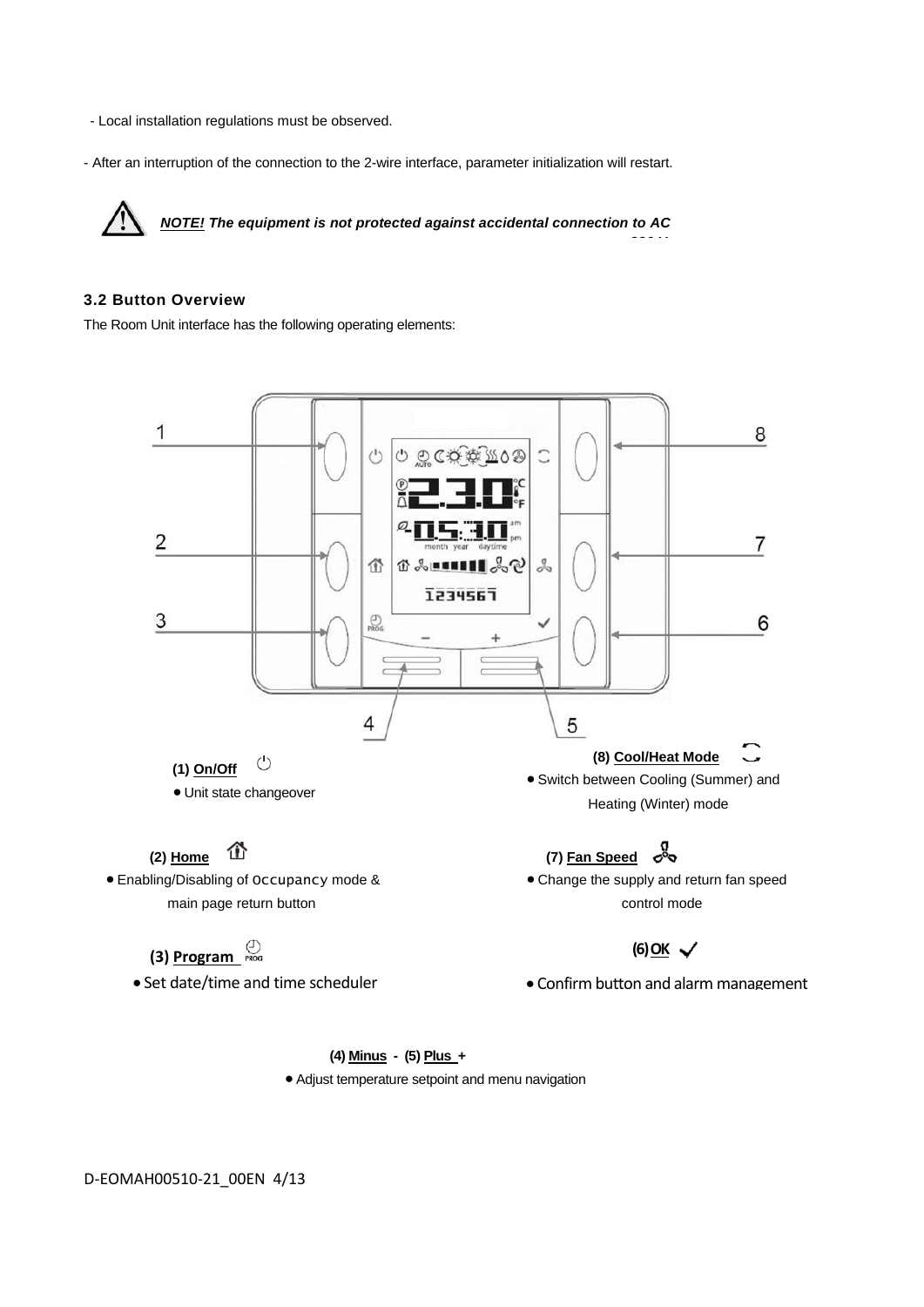- Local installation regulations must be observed.

- After an interruption of the connection to the 2-wire interface, parameter initialization will restart.

***NOTE!* The equipment is not protected against accidental connection to AC**

### 3.2 Button Overview

The Room Unit interface has the following operating elements:

**(1) On/Off**

- Unit state changeover

**(8) Cool/Heat Mode**

- Switch between Cooling (Summer) and Heating (Winter) mode

**(2) Home**

- Enabling/Disabling of Occupancy mode & main page return button

**(7) Fan Speed**

- Change the supply and return fan speed control mode

**(3) Program**

- Set date/time and time scheduler

**(6) OK** ✓

- Confirm button and alarm management

**(4) Minus - (5) Plus +**

- Adjust temperature setpoint and menu navigation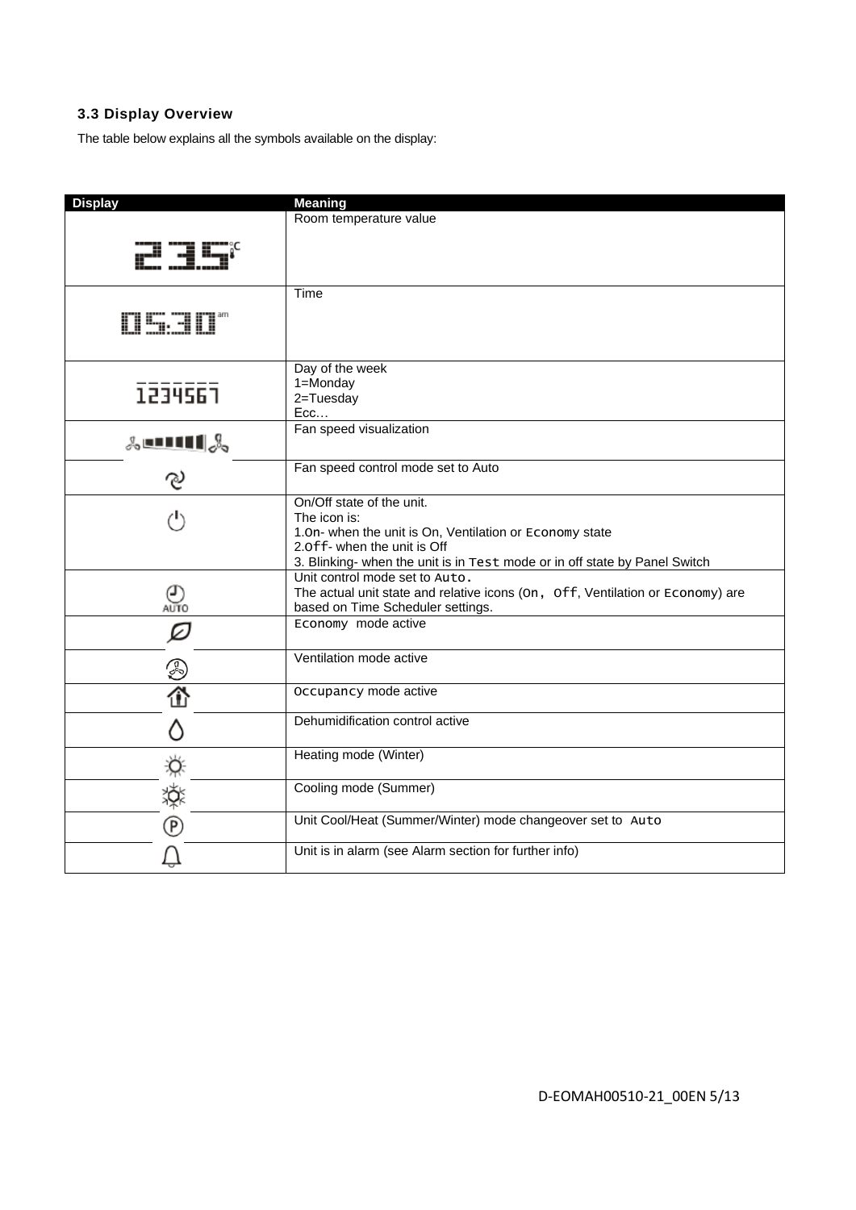### 3.3 Display Overview

The table below explains all the symbols available on the display:

| Display | Meaning |
|---|---|
| 23.5°C | Room temperature value |
| 05:30 am | Time |
| 1234567 | Day of the week<br>1=Monday<br>2=Tuesday<br>Ecc… |
| | Fan speed visualization |
| | Fan speed control mode set to Auto |
| | On/Off state of the unit.<br>The icon is:<br>1.On- when the unit is On, Ventilation or Economy state<br>2.Off- when the unit is Off<br>3. Blinking- when the unit is in Test mode or in off state by Panel Switch |
| AUTO | Unit control mode set to Auto.<br>The actual unit state and relative icons (On, Off, Ventilation or Economy) are based on Time Scheduler settings. |
| | Economy mode active |
| | Ventilation mode active |
| | Occupancy mode active |
| | Dehumidification control active |
| | Heating mode (Winter) |
| | Cooling mode (Summer) |
| | Unit Cool/Heat (Summer/Winter) mode changeover set to Auto |
| | Unit is in alarm (see Alarm section for further info) |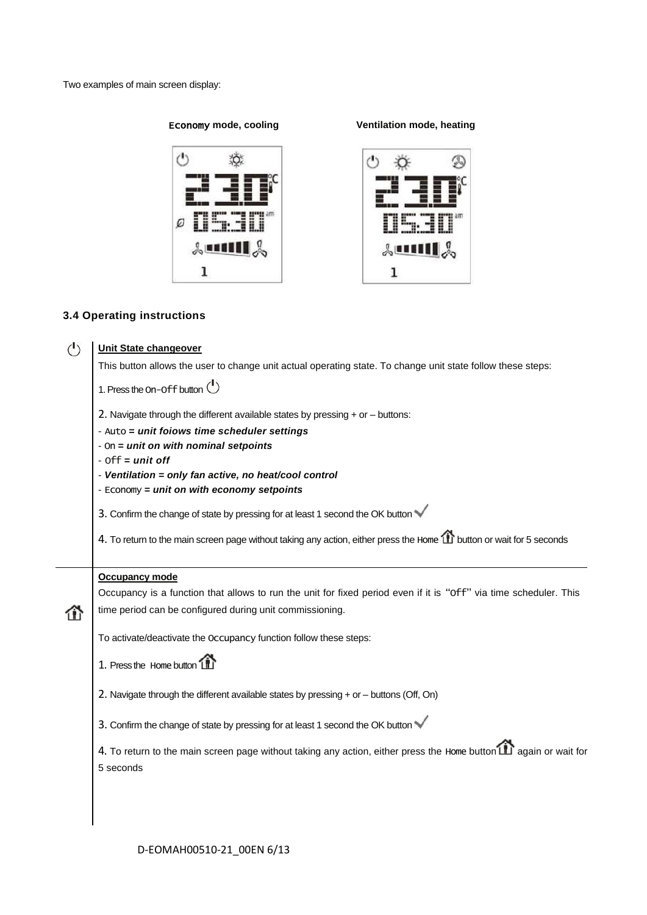Two examples of main screen display:

**Economy mode, cooling** **Ventilation mode, heating**

### 3.4 Operating instructions

**Unit State changeover**

This button allows the user to change unit actual operating state. To change unit state follow these steps:

1. Press the On-Off button

2. Navigate through the different available states by pressing + or – buttons:

- Auto = ***unit foiows time scheduler settings***
- On = ***unit on with nominal setpoints***
- Off = ***unit off***
- ***Ventilation = only fan active, no heat/cool control***
- Economy = ***unit on with economy setpoints***

3. Confirm the change of state by pressing for at least 1 second the OK button

4. To return to the main screen page without taking any action, either press the Home button or wait for 5 seconds

**Occupancy mode**

Occupancy is a function that allows to run the unit for fixed period even if it is "Off" via time scheduler. This time period can be configured during unit commissioning.

To activate/deactivate the Occupancy function follow these steps:

1. Press the Home button

2. Navigate through the different available states by pressing + or – buttons (Off, On)

3. Confirm the change of state by pressing for at least 1 second the OK button

4. To return to the main screen page without taking any action, either press the Home button again or wait for 5 seconds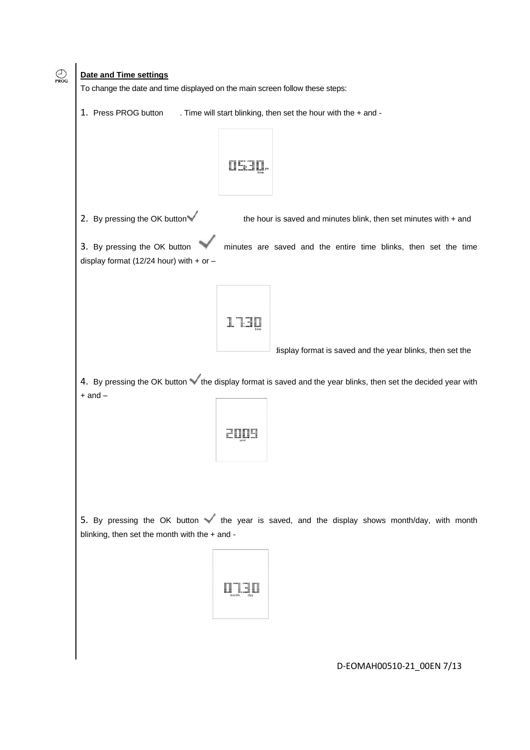## Date and Time settings

To change the date and time displayed on the main screen follow these steps:

1. Press PROG button . Time will start blinking, then set the hour with the + and -

2. By pressing the OK button the hour is saved and minutes blink, then set minutes with + and

3. By pressing the OK button minutes are saved and the entire time blinks, then set the time display format (12/24 hour) with + or –

display format is saved and the year blinks, then set the

4. By pressing the OK button the display format is saved and the year blinks, then set the decided year with + and –

5. By pressing the OK button the year is saved, and the display shows month/day, with month blinking, then set the month with the + and -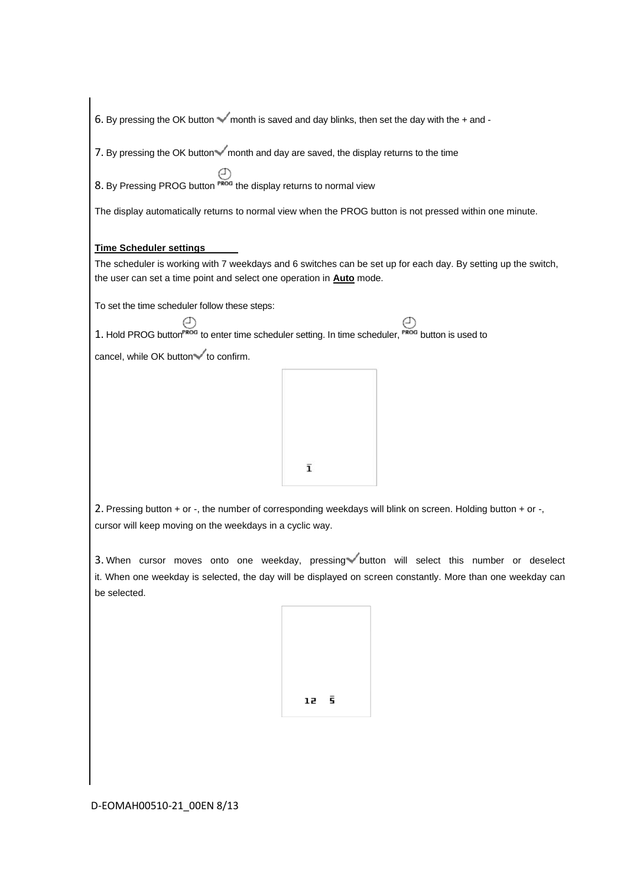6. By pressing the OK button ✓ month is saved and day blinks, then set the day with the + and -

7. By pressing the OK button ✓ month and day are saved, the display returns to the time

8. By Pressing PROG button the display returns to normal view

The display automatically returns to normal view when the PROG button is not pressed within one minute.

**Time Scheduler settings**

The scheduler is working with 7 weekdays and 6 switches can be set up for each day. By setting up the switch, the user can set a time point and select one operation in **Auto** mode.

To set the time scheduler follow these steps:

1. Hold PROG button to enter time scheduler setting. In time scheduler, button is used to cancel, while OK button ✓ to confirm.

2. Pressing button + or -, the number of corresponding weekdays will blink on screen. Holding button + or -, cursor will keep moving on the weekdays in a cyclic way.

3. When cursor moves onto one weekday, pressing ✓ button will select this number or deselect it. When one weekday is selected, the day will be displayed on screen constantly. More than one weekday can be selected.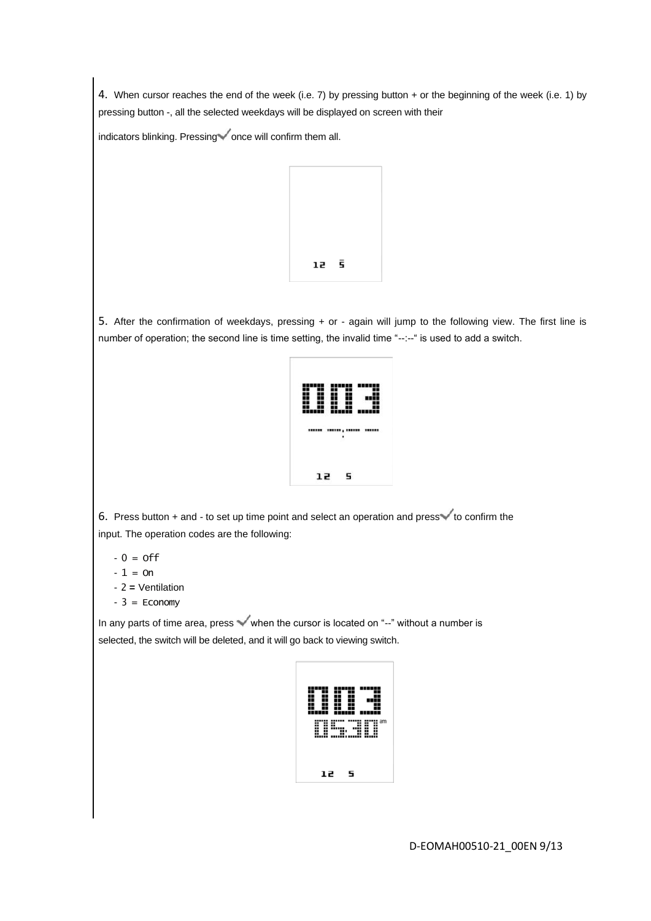4. When cursor reaches the end of the week (i.e. 7) by pressing button + or the beginning of the week (i.e. 1) by pressing button -, all the selected weekdays will be displayed on screen with their indicators blinking. Pressing ✓ once will confirm them all.

5. After the confirmation of weekdays, pressing + or - again will jump to the following view. The first line is number of operation; the second line is time setting, the invalid time "--:--" is used to add a switch.

6. Press button + and - to set up time point and select an operation and press ✓ to confirm the input. The operation codes are the following:

- 0 = Off
- 1 = On
- 2 = Ventilation
- 3 = Economy

In any parts of time area, press ✓ when the cursor is located on "--" without a number is selected, the switch will be deleted, and it will go back to viewing switch.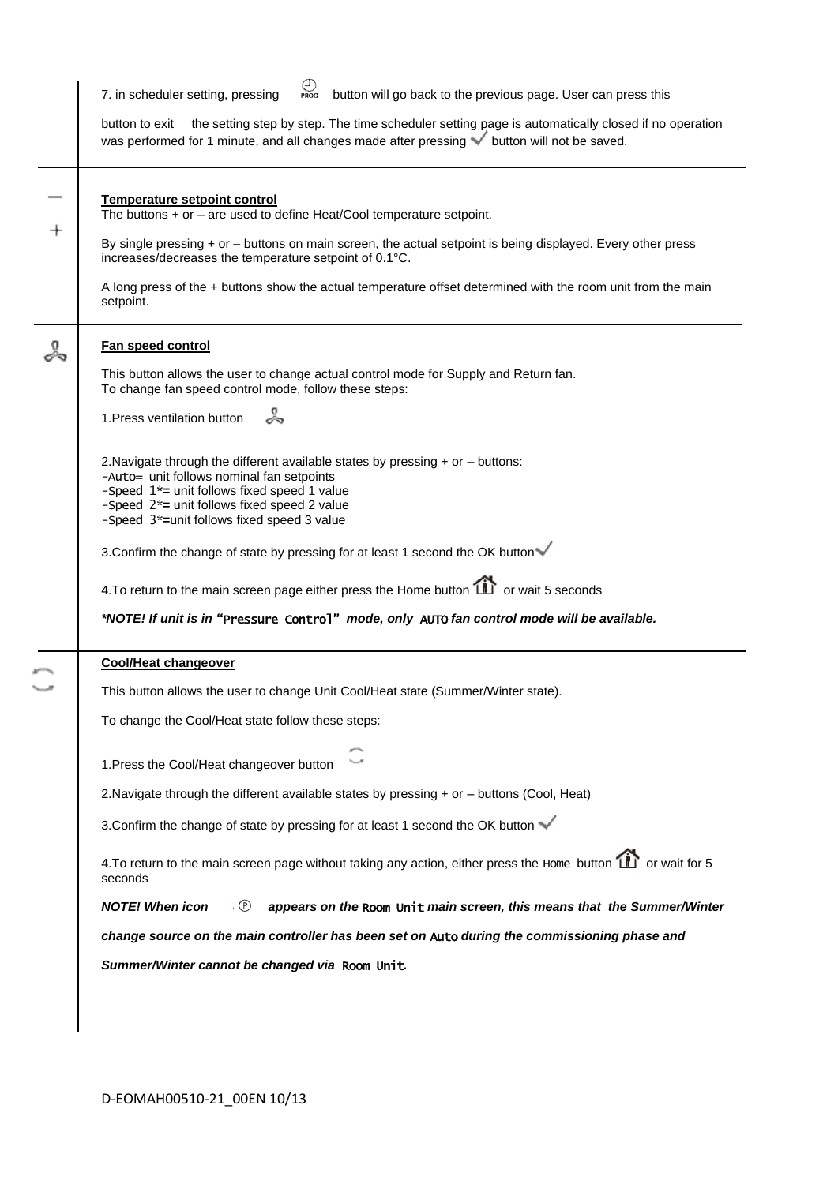7. in scheduler setting, pressing PROG button will go back to the previous page. User can press this button to exit the setting step by step. The time scheduler setting page is automatically closed if no operation was performed for 1 minute, and all changes made after pressing ✓ button will not be saved.

**Temperature setpoint control**

The buttons + or – are used to define Heat/Cool temperature setpoint.

By single pressing + or – buttons on main screen, the actual setpoint is being displayed. Every other press increases/decreases the temperature setpoint of 0.1°C.

A long press of the + buttons show the actual temperature offset determined with the room unit from the main setpoint.

**Fan speed control**

This button allows the user to change actual control mode for Supply and Return fan.
To change fan speed control mode, follow these steps:

1.Press ventilation button

2.Navigate through the different available states by pressing + or – buttons:
-Auto= unit follows nominal fan setpoints
-Speed 1*= unit follows fixed speed 1 value
-Speed 2*= unit follows fixed speed 2 value
-Speed 3*=unit follows fixed speed 3 value

3.Confirm the change of state by pressing for at least 1 second the OK button ✓

4.To return to the main screen page either press the Home button or wait 5 seconds

***NOTE! If unit is in "Pressure Control" mode, only AUTO fan control mode will be available.***

**Cool/Heat changeover**

This button allows the user to change Unit Cool/Heat state (Summer/Winter state).

To change the Cool/Heat state follow these steps:

1.Press the Cool/Heat changeover button

2.Navigate through the different available states by pressing + or – buttons (Cool, Heat)

3.Confirm the change of state by pressing for at least 1 second the OK button ✓

4.To return to the main screen page without taking any action, either press the Home button or wait for 5 seconds

***NOTE! When icon ℗ appears on the Room Unit main screen, this means that the Summer/Winter change source on the main controller has been set on Auto during the commissioning phase and Summer/Winter cannot be changed via Room Unit.***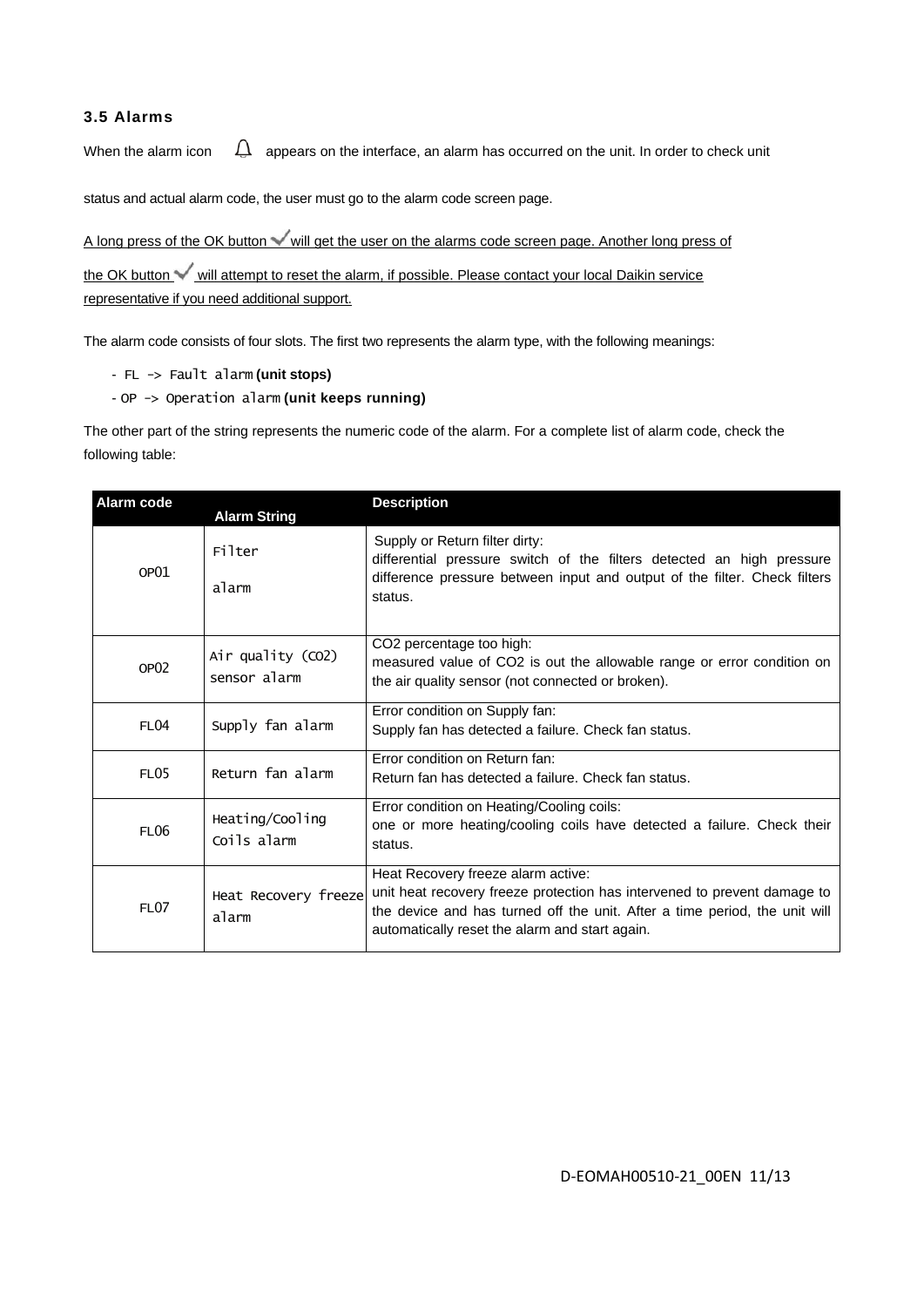### 3.5 Alarms

When the alarm icon 🔔 appears on the interface, an alarm has occurred on the unit. In order to check unit status and actual alarm code, the user must go to the alarm code screen page.

A long press of the OK button ✓ will get the user on the alarms code screen page. Another long press of the OK button ✓ will attempt to reset the alarm, if possible. Please contact your local Daikin service representative if you need additional support.

The alarm code consists of four slots. The first two represents the alarm type, with the following meanings:

- FL -> Fault alarm **(unit stops)**
- OP -> Operation alarm **(unit keeps running)**

The other part of the string represents the numeric code of the alarm. For a complete list of alarm code, check the following table:

| Alarm code | Alarm String | Description |
| --- | --- | --- |
| OP01 | Filter alarm | Supply or Return filter dirty: differential pressure switch of the filters detected an high pressure difference pressure between input and output of the filter. Check filters status. |
| OP02 | Air quality (CO2) sensor alarm | CO2 percentage too high: measured value of CO2 is out the allowable range or error condition on the air quality sensor (not connected or broken). |
| FL04 | Supply fan alarm | Error condition on Supply fan: Supply fan has detected a failure. Check fan status. |
| FL05 | Return fan alarm | Error condition on Return fan: Return fan has detected a failure. Check fan status. |
| FL06 | Heating/Cooling Coils alarm | Error condition on Heating/Cooling coils: one or more heating/cooling coils have detected a failure. Check their status. |
| FL07 | Heat Recovery freeze alarm | Heat Recovery freeze alarm active: unit heat recovery freeze protection has intervened to prevent damage to the device and has turned off the unit. After a time period, the unit will automatically reset the alarm and start again. |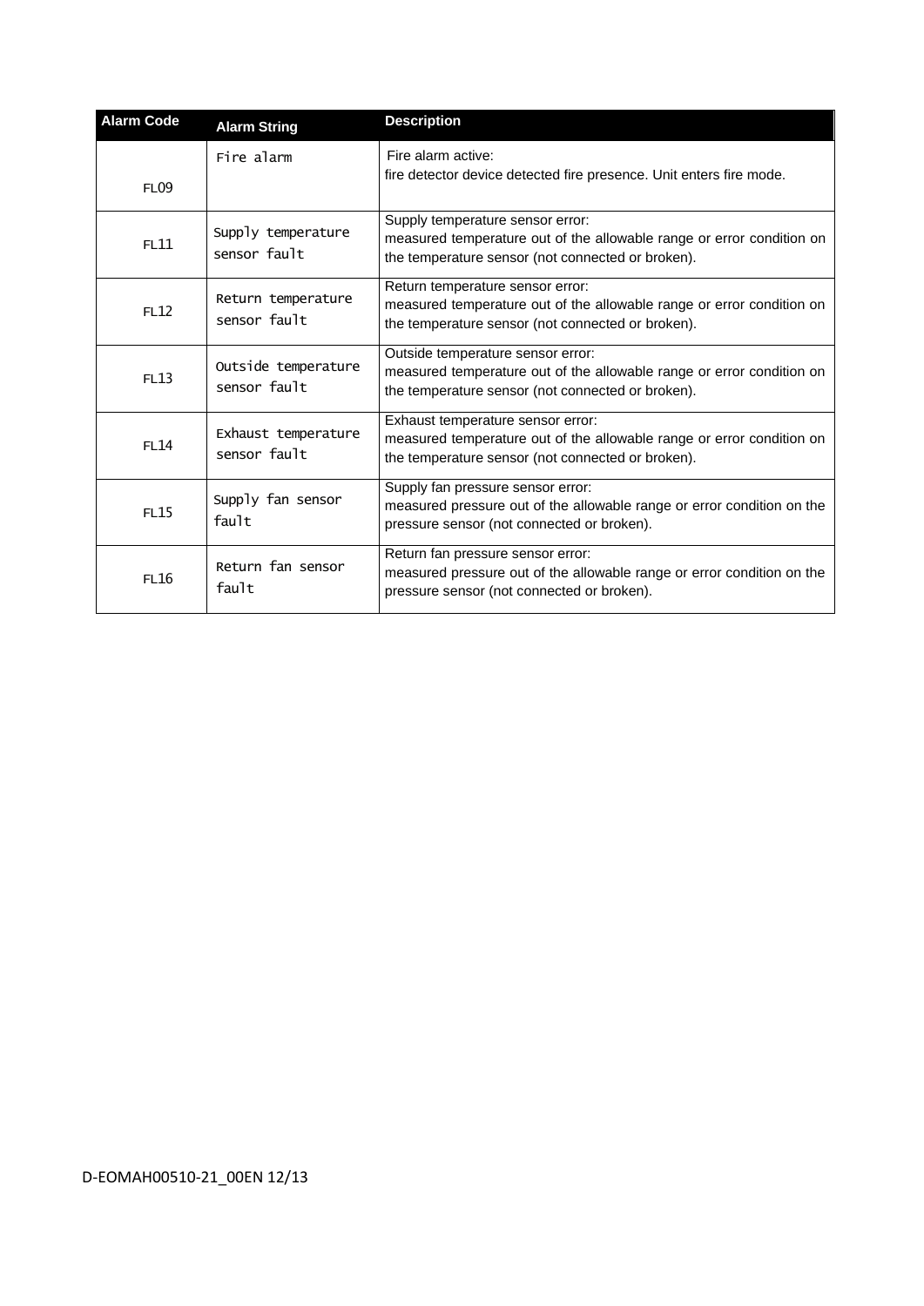| Alarm Code | Alarm String | Description |
|---|---|---|
| FL09 | Fire alarm | Fire alarm active:<br>fire detector device detected fire presence. Unit enters fire mode. |
| FL11 | Supply temperature sensor fault | Supply temperature sensor error:<br>measured temperature out of the allowable range or error condition on the temperature sensor (not connected or broken). |
| FL12 | Return temperature sensor fault | Return temperature sensor error:<br>measured temperature out of the allowable range or error condition on the temperature sensor (not connected or broken). |
| FL13 | Outside temperature sensor fault | Outside temperature sensor error:<br>measured temperature out of the allowable range or error condition on the temperature sensor (not connected or broken). |
| FL14 | Exhaust temperature sensor fault | Exhaust temperature sensor error:<br>measured temperature out of the allowable range or error condition on the temperature sensor (not connected or broken). |
| FL15 | Supply fan sensor fault | Supply fan pressure sensor error:<br>measured pressure out of the allowable range or error condition on the pressure sensor (not connected or broken). |
| FL16 | Return fan sensor fault | Return fan pressure sensor error:<br>measured pressure out of the allowable range or error condition on the pressure sensor (not connected or broken). |

D-EOMAH00510-21_00EN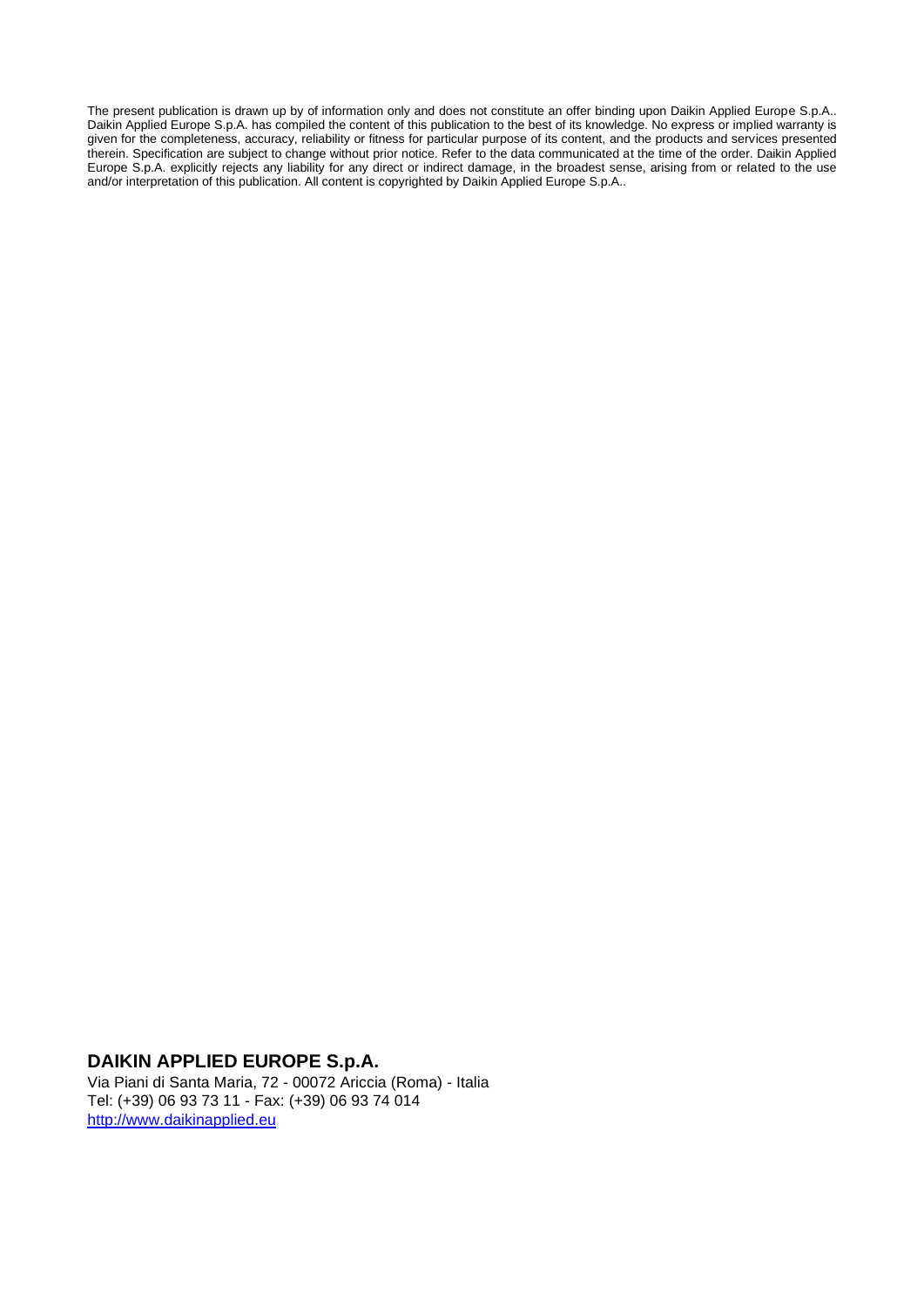The present publication is drawn up by of information only and does not constitute an offer binding upon Daikin Applied Europe S.p.A.. Daikin Applied Europe S.p.A. has compiled the content of this publication to the best of its knowledge. No express or implied warranty is given for the completeness, accuracy, reliability or fitness for particular purpose of its content, and the products and services presented therein. Specification are subject to change without prior notice. Refer to the data communicated at the time of the order. Daikin Applied Europe S.p.A. explicitly rejects any liability for any direct or indirect damage, in the broadest sense, arising from or related to the use and/or interpretation of this publication. All content is copyrighted by Daikin Applied Europe S.p.A..

**DAIKIN APPLIED EUROPE S.p.A.**

Via Piani di Santa Maria, 72 - 00072 Ariccia (Roma) - Italia
Tel: (+39) 06 93 73 11 - Fax: (+39) 06 93 74 014
http://www.daikinapplied.eu